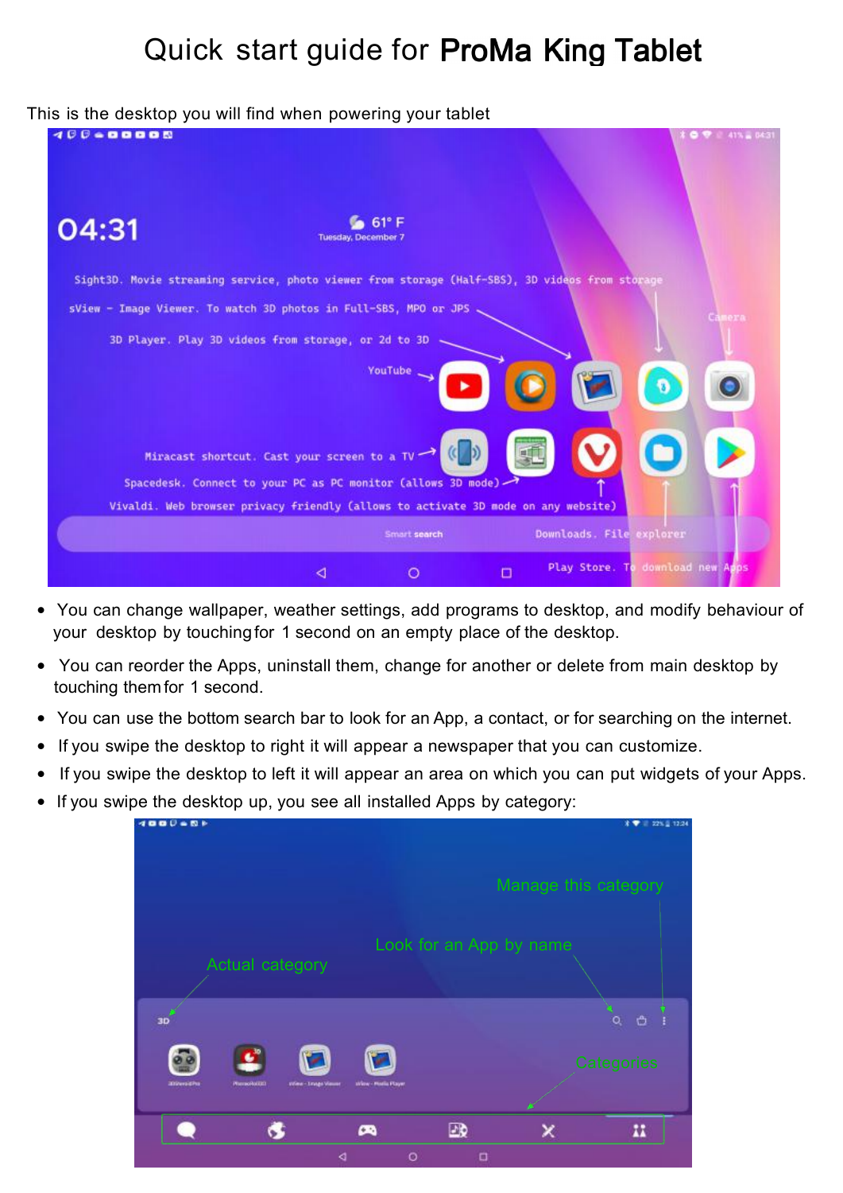# Quick start guide for **ProMa King Tablet**

This is the desktop you will find when powering your tablet

- You can change wallpaper, weather settings, add programs to desktop, and modify behaviour of your desktop by touching for 1 second on an empty place of the desktop.
- You can reorder the Apps, uninstall them, change for another or delete from main desktop by touching them for 1 second.
- You can use the bottom search bar to look for an App, a contact, or for searching on the internet.
- If you swipe the desktop to right it will appear a newspaper that you can customize.
- If you swipe the desktop to left it will appear an area on which you can put widgets of your Apps.
- If you swipe the desktop up, you see all installed Apps by category: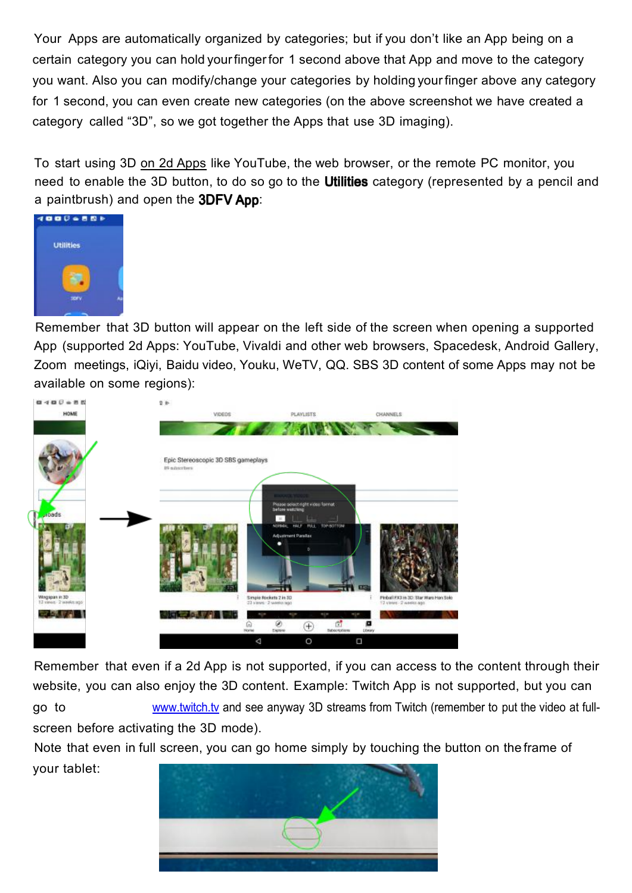Your Apps are automatically organized by categories; but if you don't like an App being on a certain category you can hold your finger for 1 second above that App and move to the category you want. Also you can modify/change your categories by holding your finger above any category for 1 second, you can even create new categories (on the above screenshot we have created a category called "3D", so we got together the Apps that use 3D imaging).

To start using 3D on 2d Apps like YouTube, the web browser, or the remote PC monitor, you need to enable the 3D button, to do so go to the **Utilities** category (represented by a pencil and a paintbrush) and open the **3DFV App**:

Remember that 3D button will appear on the left side of the screen when opening a supported App (supported 2d Apps: YouTube, Vivaldi and other web browsers, Spacedesk, Android Gallery, Zoom meetings, iQiyi, Baidu video, Youku, WeTV, QQ. SBS 3D content of some Apps may not be available on some regions):

Remember that even if a 2d App is not supported, if you can access to the content through their website, you can also enjoy the 3D content. Example: Twitch App is not supported, but you can go to www.twitch.tv and see anyway 3D streams from Twitch (remember to put the video at full-screen before activating the 3D mode).

Note that even in full screen, you can go home simply by touching the button on the frame of your tablet: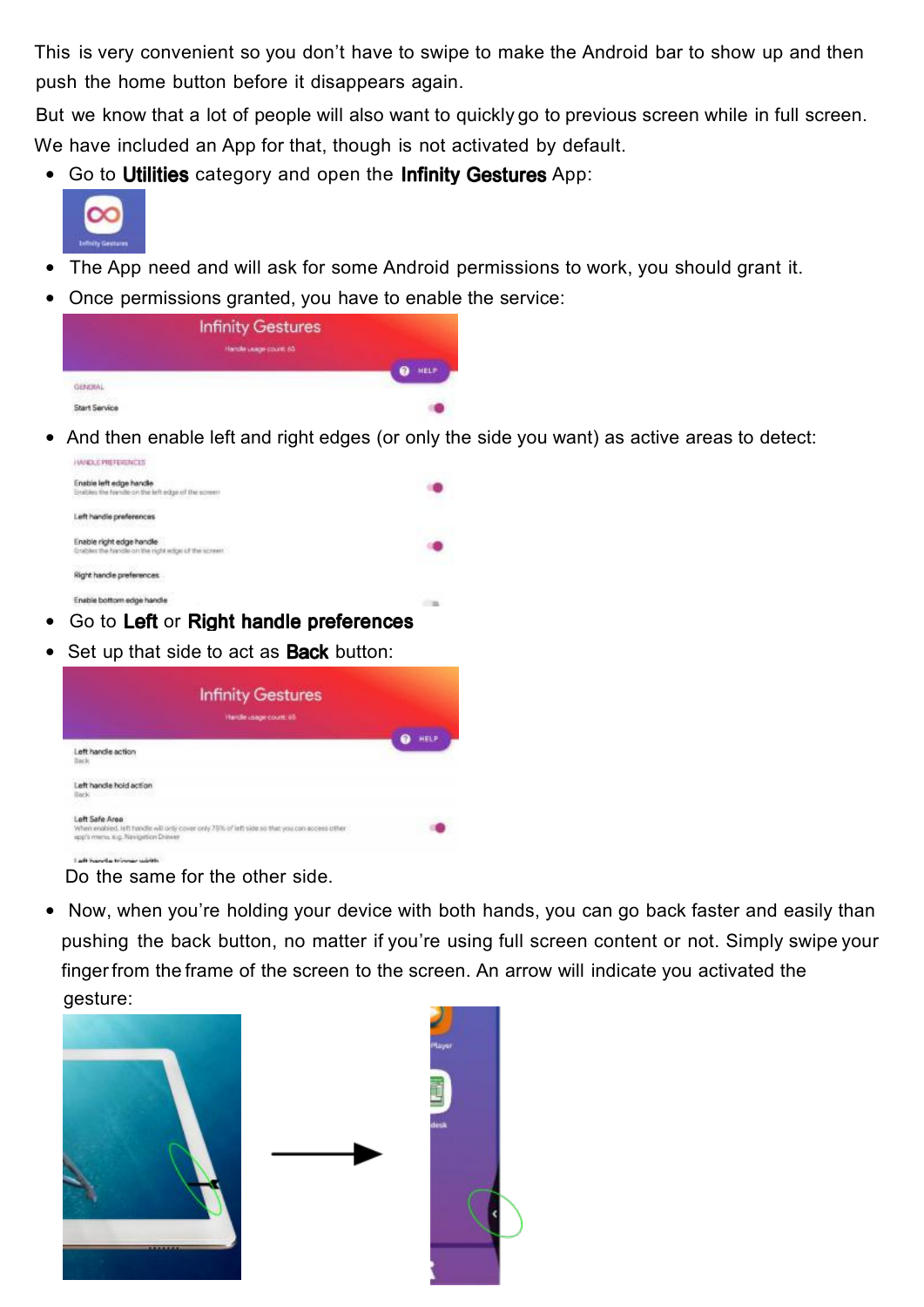This is very convenient so you don't have to swipe to make the Android bar to show up and then push the home button before it disappears again.

But we know that a lot of people will also want to quickly go to previous screen while in full screen. We have included an App for that, though is not activated by default.

- Go to **Utilities** category and open the **Infinity Gestures** App:
- The App need and will ask for some Android permissions to work, you should grant it.
- Once permissions granted, you have to enable the service:
- And then enable left and right edges (or only the side you want) as active areas to detect:
- Go to **Left** or **Right handle preferences**
- Set up that side to act as **Back** button:

  Do the same for the other side.

- Now, when you're holding your device with both hands, you can go back faster and easily than pushing the back button, no matter if you're using full screen content or not. Simply swipe your finger from the frame of the screen to the screen. An arrow will indicate you activated the gesture: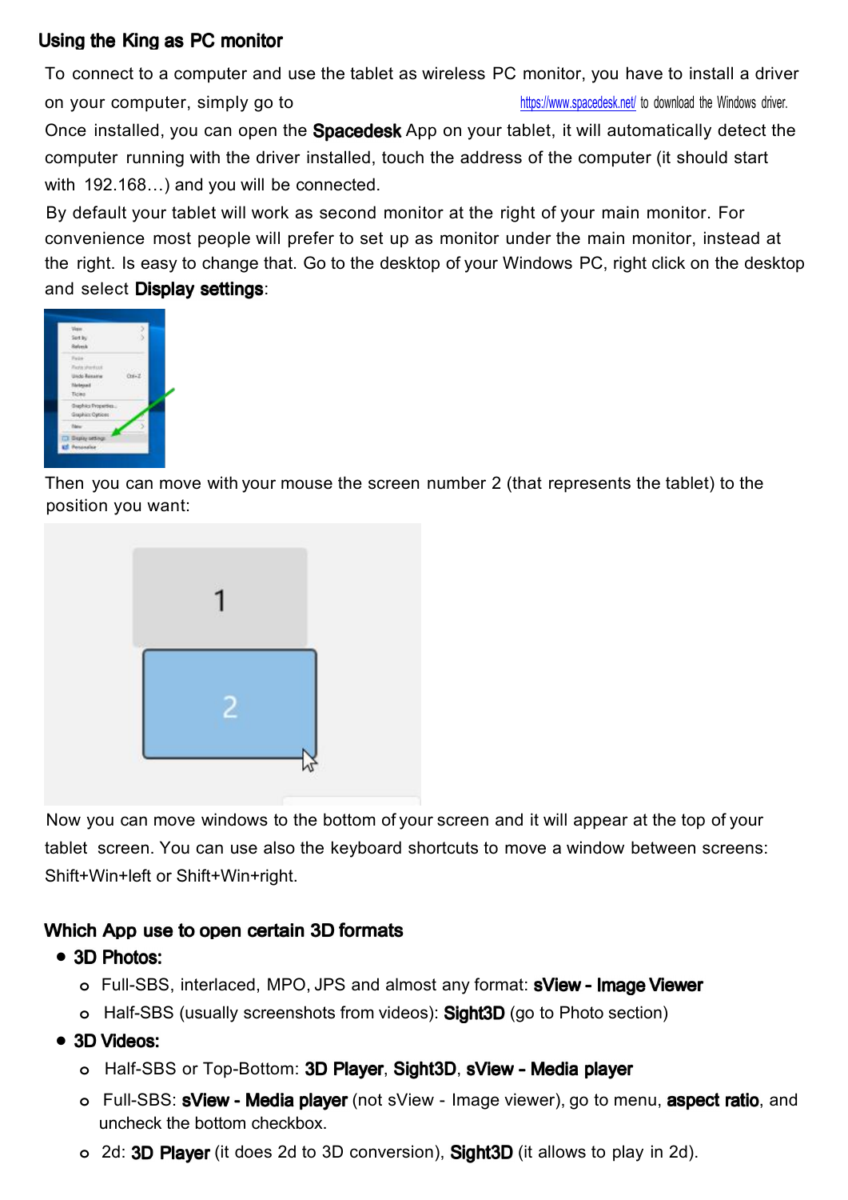## Using the King as PC monitor

To connect to a computer and use the tablet as wireless PC monitor, you have to install a driver on your computer, simply go to https://www.spacedesk.net/ to download the Windows driver.

Once installed, you can open the **Spacedesk** App on your tablet, it will automatically detect the computer running with the driver installed, touch the address of the computer (it should start with 192.168…) and you will be connected.

By default your tablet will work as second monitor at the right of your main monitor. For convenience most people will prefer to set up as monitor under the main monitor, instead at the right. Is easy to change that. Go to the desktop of your Windows PC, right click on the desktop and select **Display settings**:

Then you can move with your mouse the screen number 2 (that represents the tablet) to the position you want:

Now you can move windows to the bottom of your screen and it will appear at the top of your tablet screen. You can use also the keyboard shortcuts to move a window between screens: Shift+Win+left or Shift+Win+right.

## Which App use to open certain 3D formats

- **3D Photos:**
  - Full-SBS, interlaced, MPO, JPS and almost any format: **sView - Image Viewer**
  - Half-SBS (usually screenshots from videos): **Sight3D** (go to Photo section)
- **3D Videos:**
  - Half-SBS or Top-Bottom: **3D Player**, **Sight3D**, **sView - Media player**
  - Full-SBS: **sView - Media player** (not sView - Image viewer), go to menu, **aspect ratio**, and uncheck the bottom checkbox.
  - 2d: **3D Player** (it does 2d to 3D conversion), **Sight3D** (it allows to play in 2d).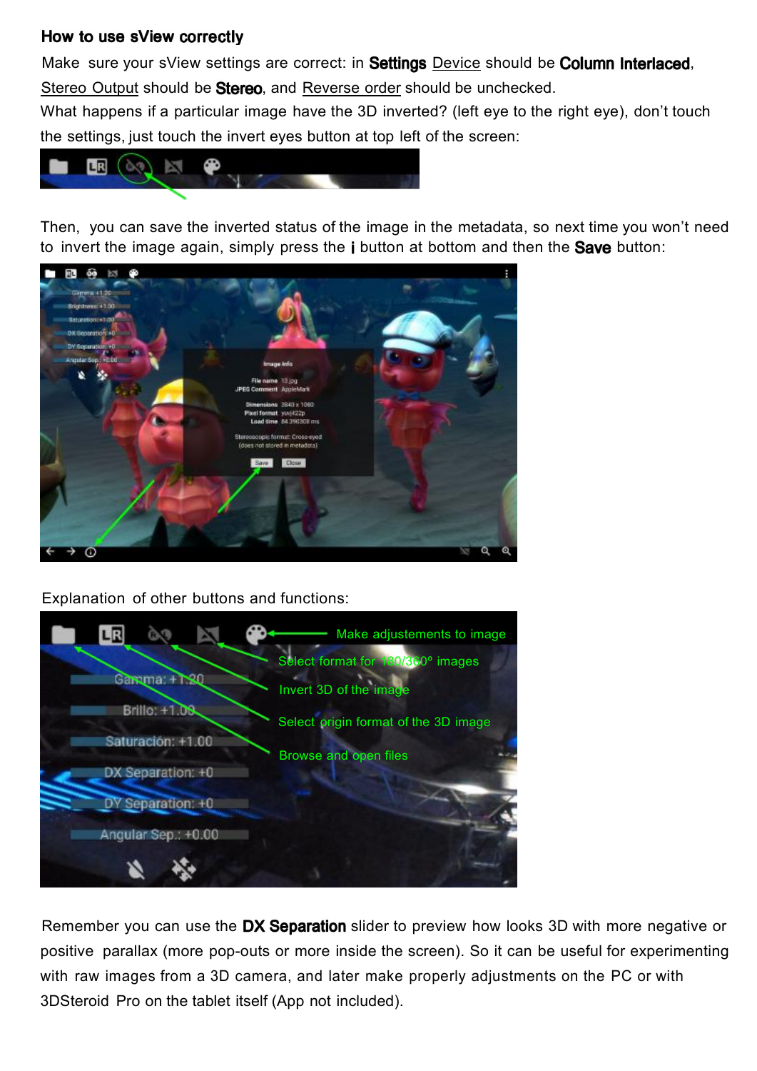## How to use sView correctly

Make sure your sView settings are correct: in **Settings** Device should be **Column Interlaced**, Stereo Output should be **Stereo**, and Reverse order should be unchecked.

What happens if a particular image have the 3D inverted? (left eye to the right eye), don't touch the settings, just touch the invert eyes button at top left of the screen:

Then, you can save the inverted status of the image in the metadata, so next time you won't need to invert the image again, simply press the **i** button at bottom and then the **Save** button:

Explanation of other buttons and functions:

Remember you can use the **DX Separation** slider to preview how looks 3D with more negative or positive parallax (more pop-outs or more inside the screen). So it can be useful for experimenting with raw images from a 3D camera, and later make properly adjustments on the PC or with 3DSteroid Pro on the tablet itself (App not included).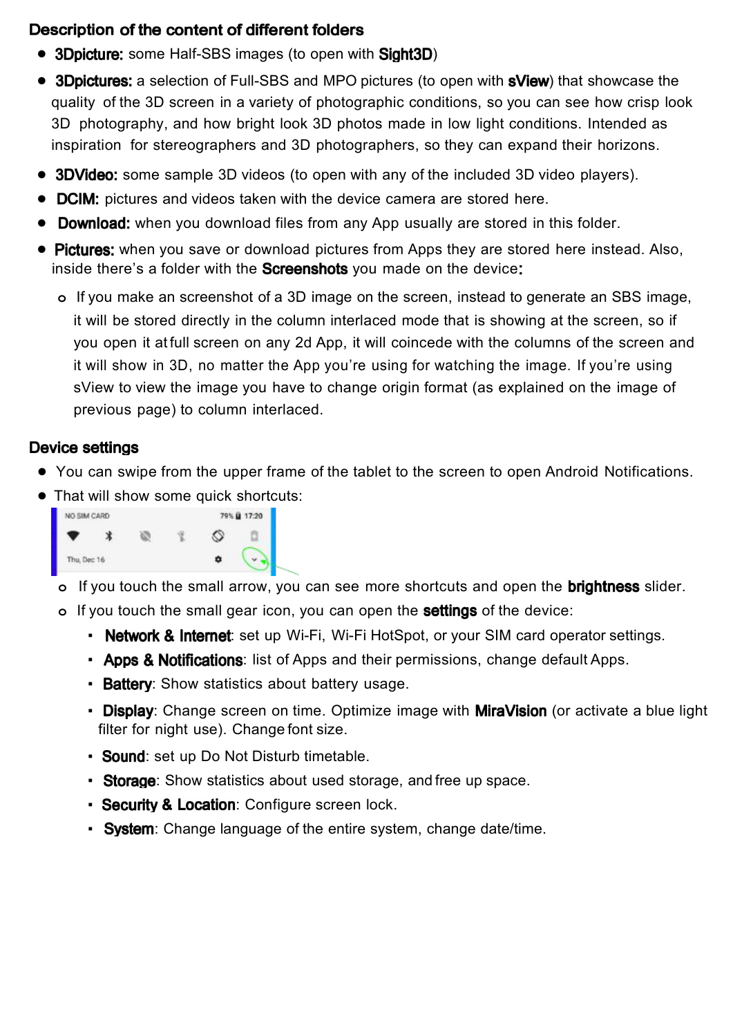## Description of the content of different folders

- **3Dpicture:** some Half-SBS images (to open with **Sight3D**)
- **3Dpictures:** a selection of Full-SBS and MPO pictures (to open with **sView**) that showcase the quality of the 3D screen in a variety of photographic conditions, so you can see how crisp look 3D photography, and how bright look 3D photos made in low light conditions. Intended as inspiration for stereographers and 3D photographers, so they can expand their horizons.
- **3DVideo:** some sample 3D videos (to open with any of the included 3D video players).
- **DCIM:** pictures and videos taken with the device camera are stored here.
- **Download:** when you download files from any App usually are stored in this folder.
- **Pictures:** when you save or download pictures from Apps they are stored here instead. Also, inside there's a folder with the **Screenshots** you made on the device**:**
    - If you make an screenshot of a 3D image on the screen, instead to generate an SBS image, it will be stored directly in the column interlaced mode that is showing at the screen, so if you open it at full screen on any 2d App, it will coincede with the columns of the screen and it will show in 3D, no matter the App you're using for watching the image. If you're using sView to view the image you have to change origin format (as explained on the image of previous page) to column interlaced.

## Device settings

- You can swipe from the upper frame of the tablet to the screen to open Android Notifications.
- That will show some quick shortcuts:
    - If you touch the small arrow, you can see more shortcuts and open the **brightness** slider.
    - If you touch the small gear icon, you can open the **settings** of the device:
        - **Network & Internet**: set up Wi-Fi, Wi-Fi HotSpot, or your SIM card operator settings.
        - **Apps & Notifications**: list of Apps and their permissions, change default Apps.
        - **Battery**: Show statistics about battery usage.
        - **Display**: Change screen on time. Optimize image with **MiraVision** (or activate a blue light filter for night use). Change font size.
        - **Sound**: set up Do Not Disturb timetable.
        - **Storage**: Show statistics about used storage, and free up space.
        - **Security & Location**: Configure screen lock.
        - **System**: Change language of the entire system, change date/time.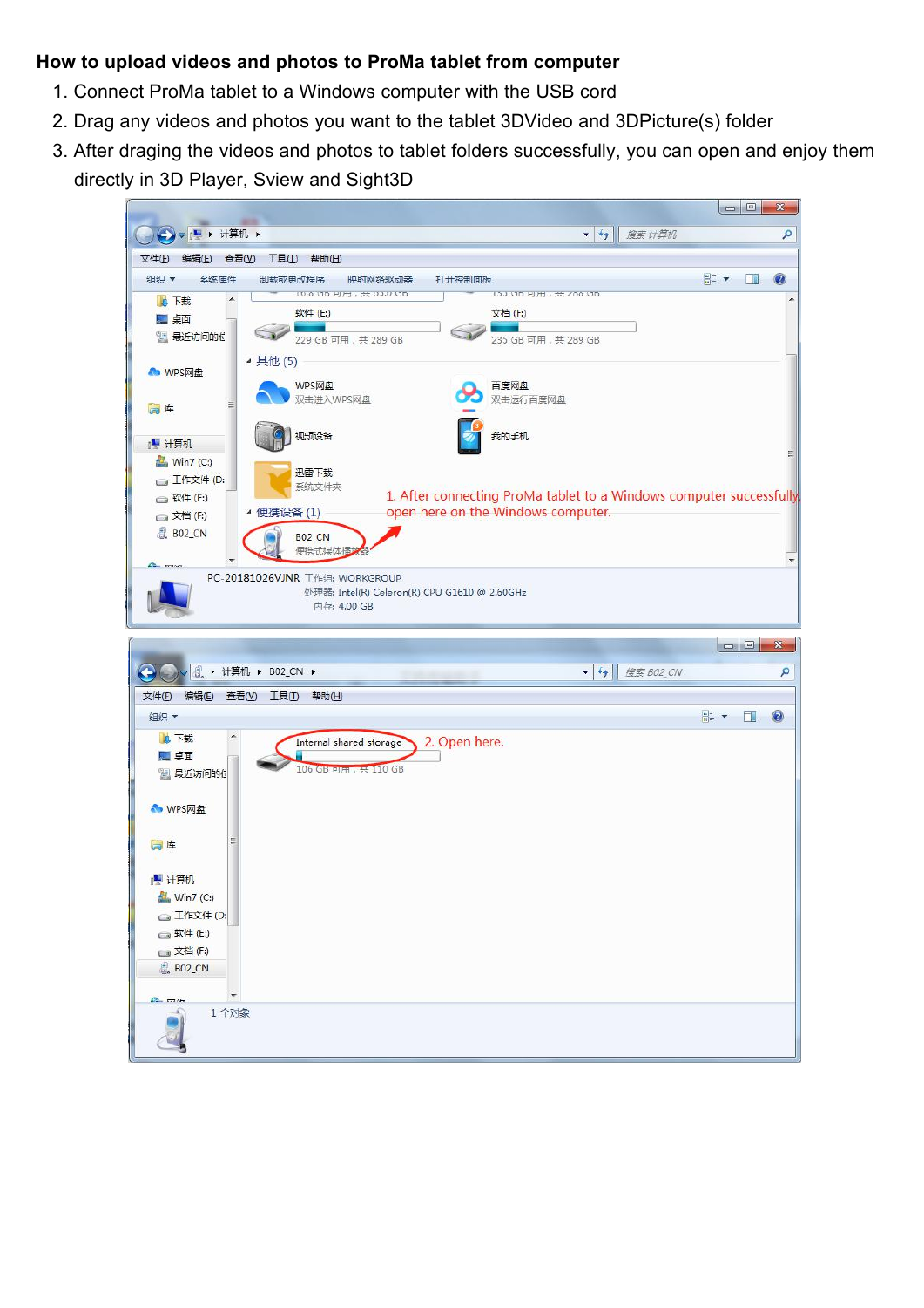**How to upload videos and photos to ProMa tablet from computer**

1. Connect ProMa tablet to a Windows computer with the USB cord
2. Drag any videos and photos you want to the tablet 3DVideo and 3DPicture(s) folder
3. After draging the videos and photos to tablet folders successfully, you can open and enjoy them directly in 3D Player, Sview and Sight3D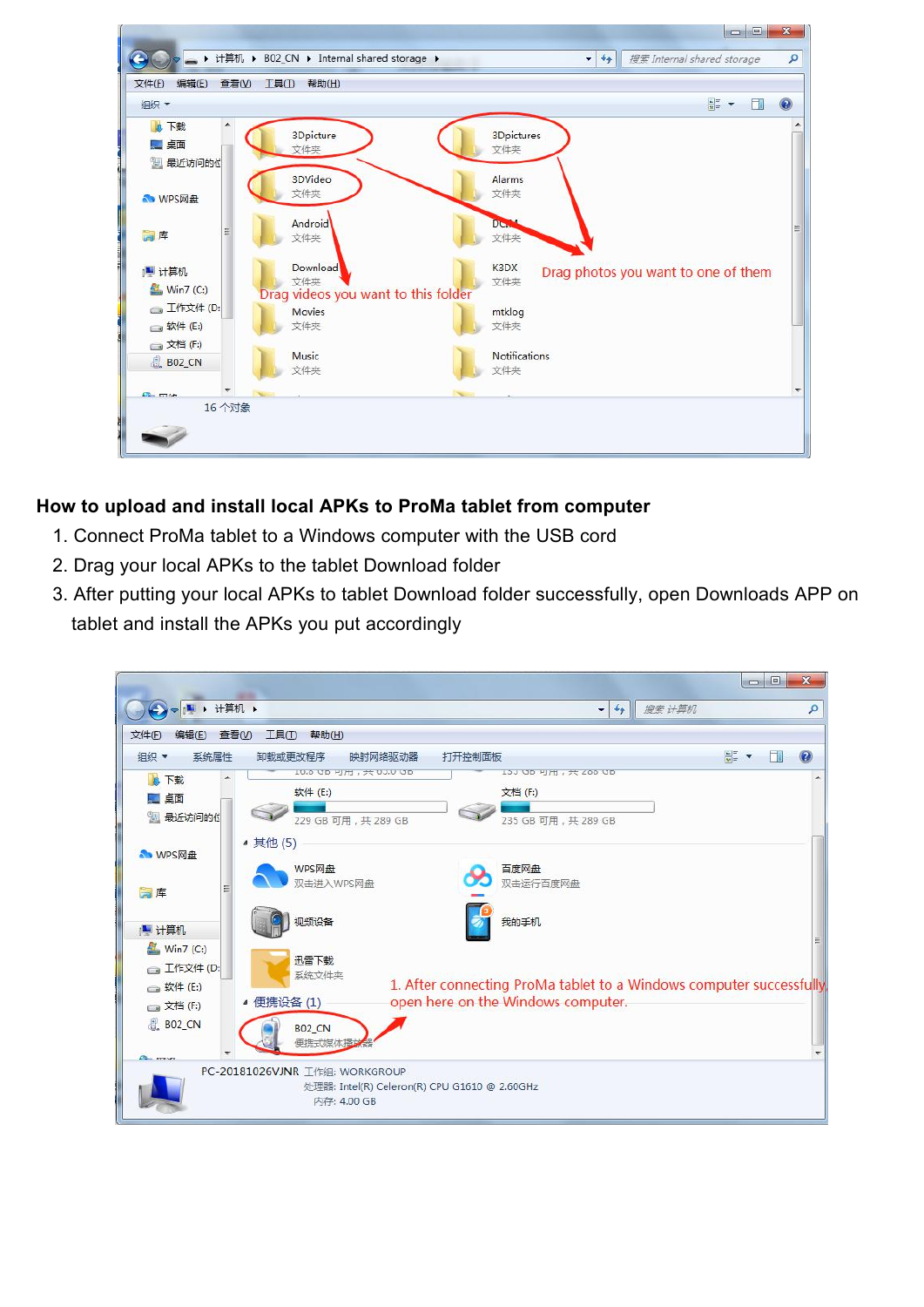## How to upload and install local APKs to ProMa tablet from computer

1. Connect ProMa tablet to a Windows computer with the USB cord
2. Drag your local APKs to the tablet Download folder
3. After putting your local APKs to tablet Download folder successfully, open Downloads APP on tablet and install the APKs you put accordingly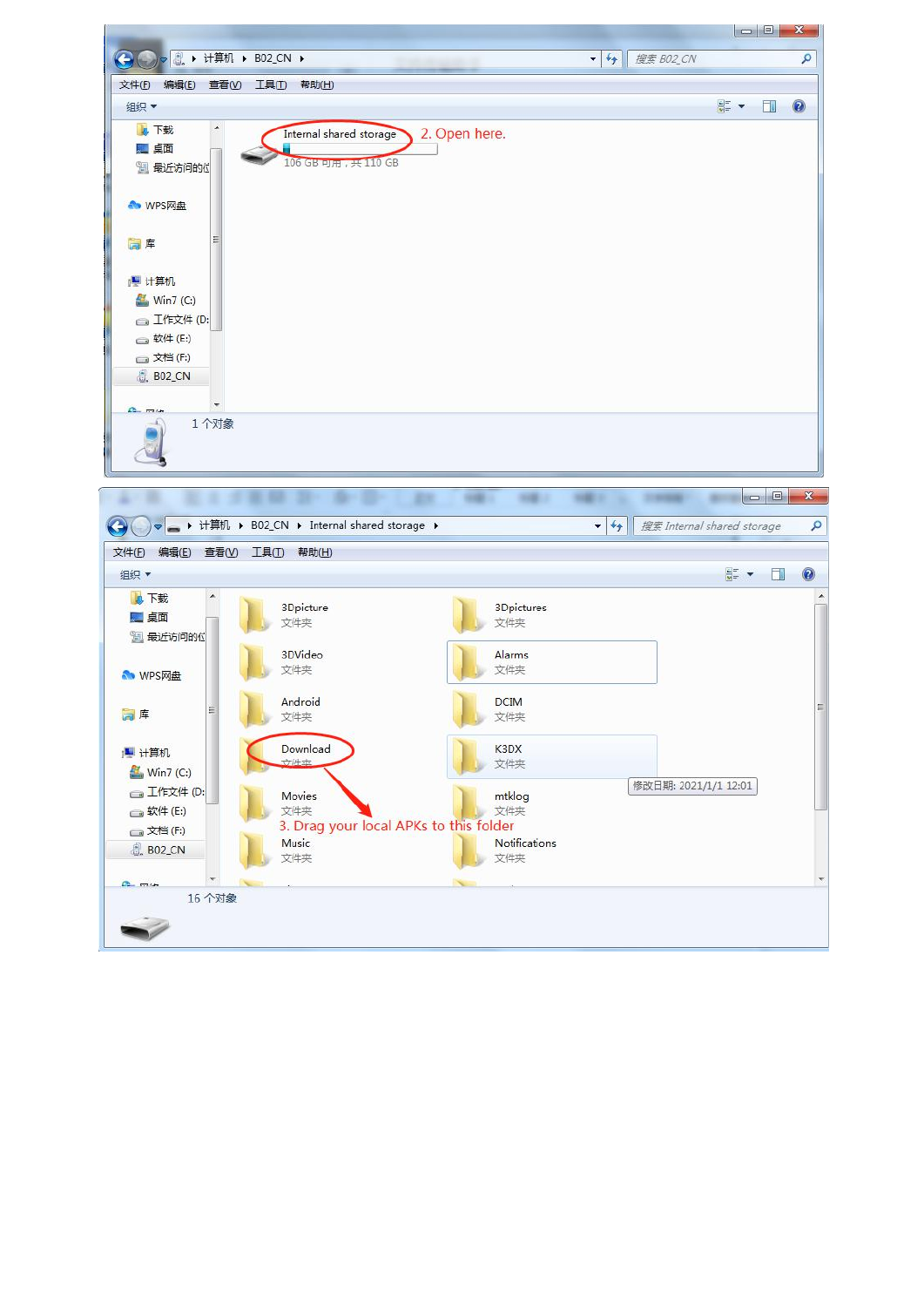2. Open here.

3. Drag your local APKs to this folder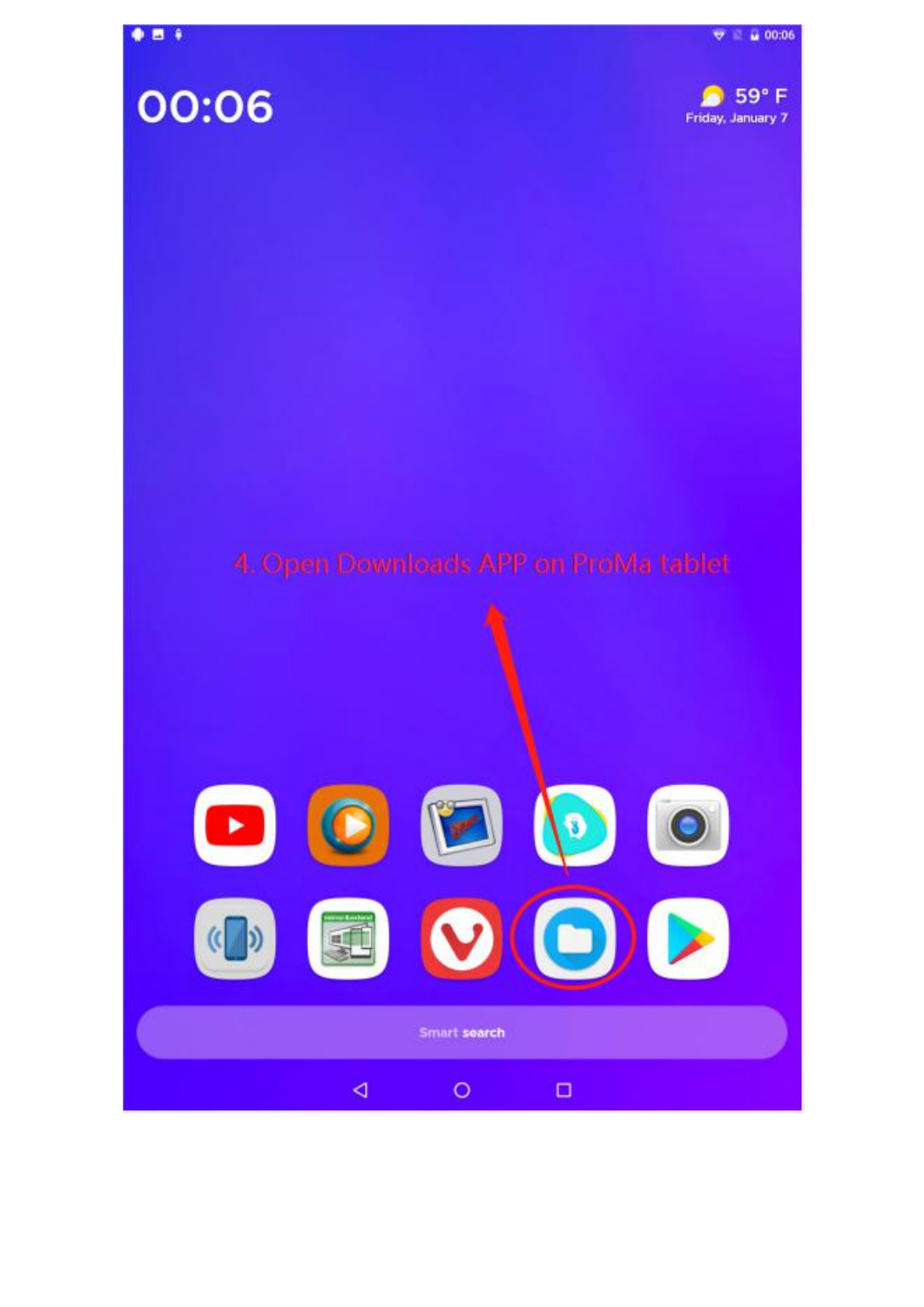4. Open Downloads APP on ProMa tablet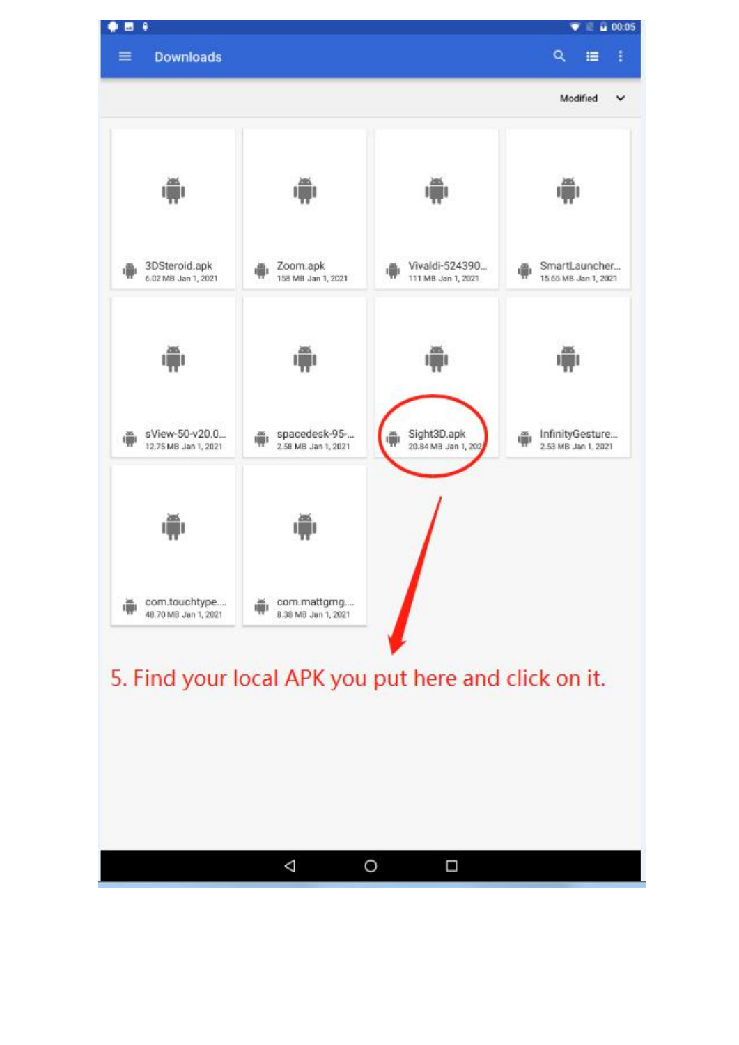5. Find your local APK you put here and click on it.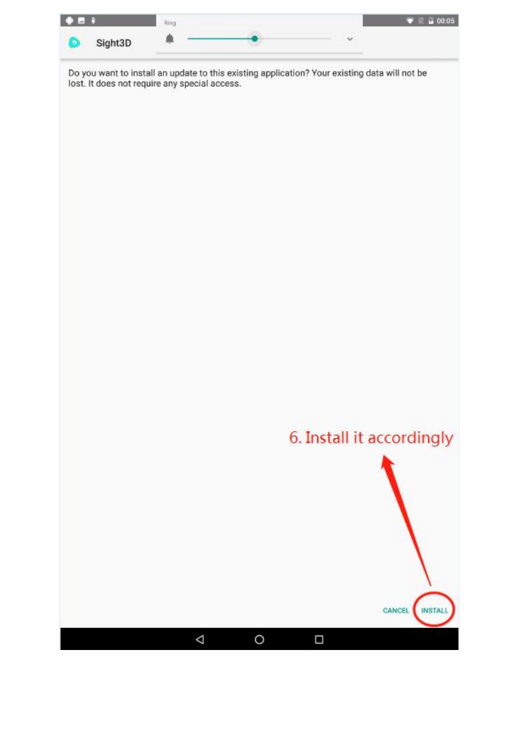Sight3D

Ring

Do you want to install an update to this existing application? Your existing data will not be lost. It does not require any special access.

6. Install it accordingly

CANCEL INSTALL